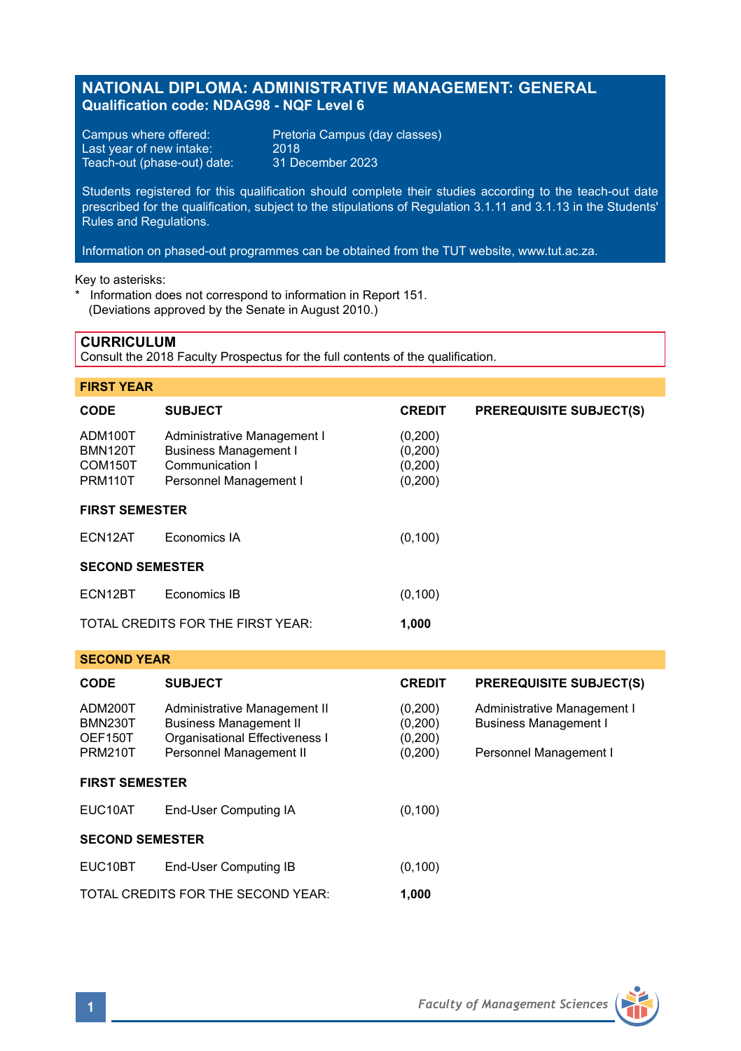# NATIONAL DIPLOMA: ADMINISTRATIVE MANAGEMENT: GENERAL
**Qualification code: NDAG98 - NQF Level 6**

Campus where offered: Pretoria Campus (day classes)
Last year of new intake: 2018
Teach-out (phase-out) date: 31 December 2023

Students registered for this qualification should complete their studies according to the teach-out date prescribed for the qualification, subject to the stipulations of Regulation 3.1.11 and 3.1.13 in the Students' Rules and Regulations.

Information on phased-out programmes can be obtained from the TUT website, www.tut.ac.za.

Key to asterisks:
* Information does not correspond to information in Report 151.
  (Deviations approved by the Senate in August 2010.)

## CURRICULUM
Consult the 2018 Faculty Prospectus for the full contents of the qualification.

### FIRST YEAR

| CODE | SUBJECT | CREDIT | PREREQUISITE SUBJECT(S) |
|---|---|---|---|
| ADM100T | Administrative Management I | (0,200) | |
| BMN120T | Business Management I | (0,200) | |
| COM150T | Communication I | (0,200) | |
| PRM110T | Personnel Management I | (0,200) | |
| **FIRST SEMESTER** | | | |
| ECN12AT | Economics IA | (0,100) | |
| **SECOND SEMESTER** | | | |
| ECN12BT | Economics IB | (0,100) | |
| TOTAL CREDITS FOR THE FIRST YEAR: | | **1,000** | |

### SECOND YEAR

| CODE | SUBJECT | CREDIT | PREREQUISITE SUBJECT(S) |
|---|---|---|---|
| ADM200T | Administrative Management II | (0,200) | Administrative Management I |
| BMN230T | Business Management II | (0,200) | Business Management I |
| OEF150T | Organisational Effectiveness I | (0,200) | |
| PRM210T | Personnel Management II | (0,200) | Personnel Management I |
| **FIRST SEMESTER** | | | |
| EUC10AT | End-User Computing IA | (0,100) | |
| **SECOND SEMESTER** | | | |
| EUC10BT | End-User Computing IB | (0,100) | |
| TOTAL CREDITS FOR THE SECOND YEAR: | | **1,000** | |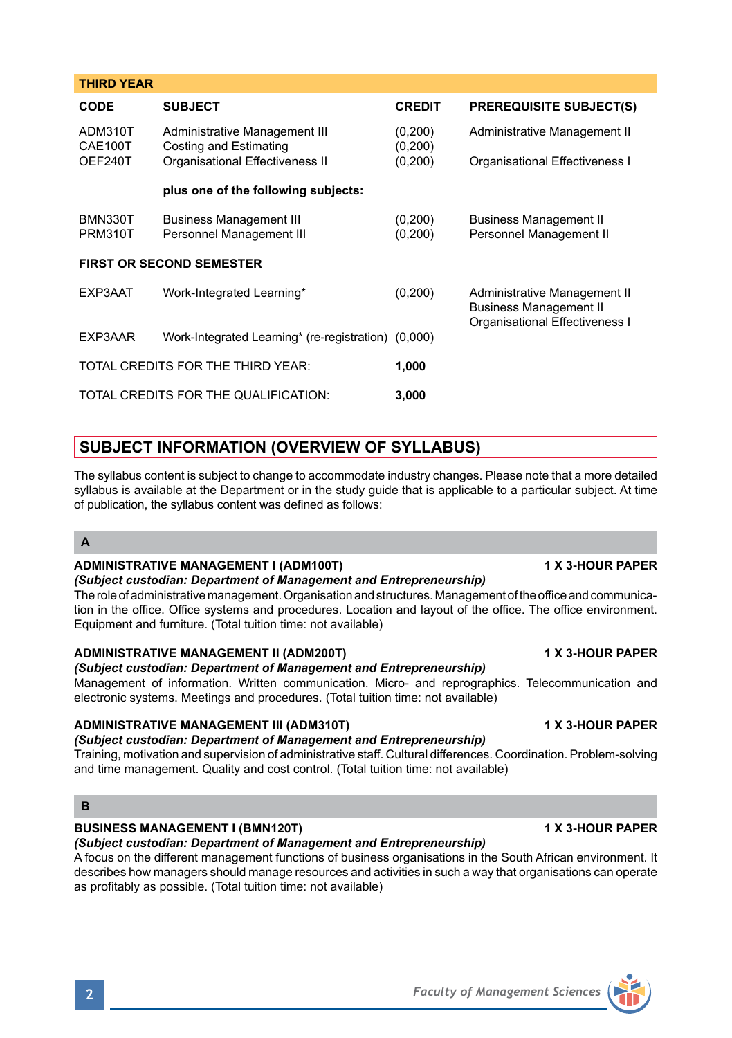| THIRD YEAR | | | |
|---|---|---|---|
| **CODE** | **SUBJECT** | **CREDIT** | **PREREQUISITE SUBJECT(S)** |
| ADM310T | Administrative Management III | (0,200) | Administrative Management II |
| CAE100T | Costing and Estimating | (0,200) | |
| OEF240T | Organisational Effectiveness II | (0,200) | Organisational Effectiveness I |
| | **plus one of the following subjects:** | | |
| BMN330T | Business Management III | (0,200) | Business Management II |
| PRM310T | Personnel Management III | (0,200) | Personnel Management II |
| **FIRST OR SECOND SEMESTER** | | | |
| EXP3AAT | Work-Integrated Learning* | (0,200) | Administrative Management II<br>Business Management II<br>Organisational Effectiveness I |
| EXP3AAR | Work-Integrated Learning* (re-registration) | (0,000) | |
| TOTAL CREDITS FOR THE THIRD YEAR: | | **1,000** | |
| TOTAL CREDITS FOR THE QUALIFICATION: | | **3,000** | |

## SUBJECT INFORMATION (OVERVIEW OF SYLLABUS)

The syllabus content is subject to change to accommodate industry changes. Please note that a more detailed syllabus is available at the Department or in the study guide that is applicable to a particular subject. At time of publication, the syllabus content was defined as follows:

### A

**ADMINISTRATIVE MANAGEMENT I (ADM100T)** **1 X 3-HOUR PAPER**
***(Subject custodian: Department of Management and Entrepreneurship)***
The role of administrative management. Organisation and structures. Management of the office and communication in the office. Office systems and procedures. Location and layout of the office. The office environment. Equipment and furniture. (Total tuition time: not available)

**ADMINISTRATIVE MANAGEMENT II (ADM200T)** **1 X 3-HOUR PAPER**
***(Subject custodian: Department of Management and Entrepreneurship)***
Management of information. Written communication. Micro- and reprographics. Telecommunication and electronic systems. Meetings and procedures. (Total tuition time: not available)

**ADMINISTRATIVE MANAGEMENT III (ADM310T)** **1 X 3-HOUR PAPER**
***(Subject custodian: Department of Management and Entrepreneurship)***
Training, motivation and supervision of administrative staff. Cultural differences. Coordination. Problem-solving and time management. Quality and cost control. (Total tuition time: not available)

### B

**BUSINESS MANAGEMENT I (BMN120T)** **1 X 3-HOUR PAPER**
***(Subject custodian: Department of Management and Entrepreneurship)***
A focus on the different management functions of business organisations in the South African environment. It describes how managers should manage resources and activities in such a way that organisations can operate as profitably as possible. (Total tuition time: not available)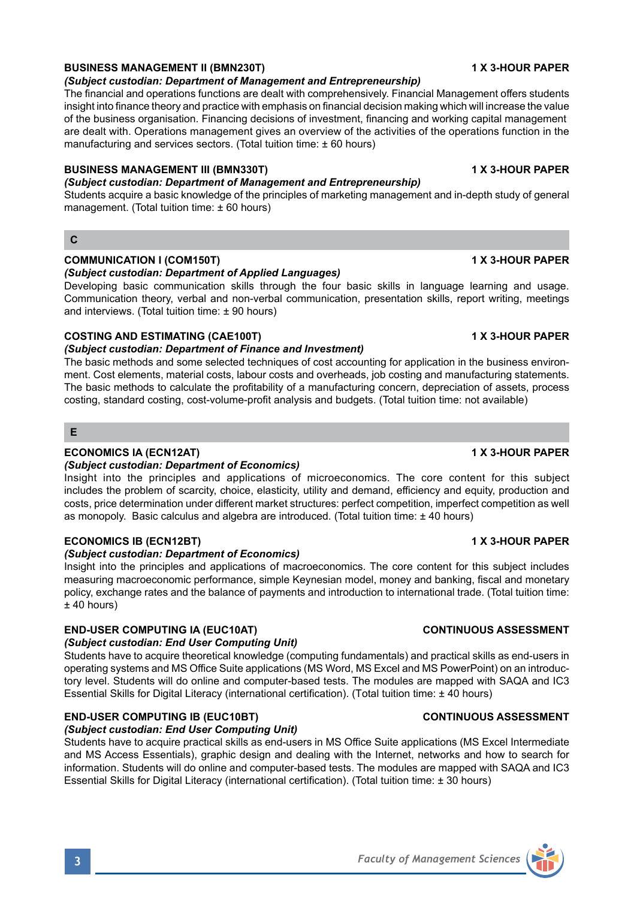### BUSINESS MANAGEMENT II (BMN230T) — 1 X 3-HOUR PAPER

*(Subject custodian: Department of Management and Entrepreneurship)*

The financial and operations functions are dealt with comprehensively. Financial Management offers students insight into finance theory and practice with emphasis on financial decision making which will increase the value of the business organisation. Financing decisions of investment, financing and working capital management are dealt with. Operations management gives an overview of the activities of the operations function in the manufacturing and services sectors. (Total tuition time: ± 60 hours)

### BUSINESS MANAGEMENT III (BMN330T) — 1 X 3-HOUR PAPER

*(Subject custodian: Department of Management and Entrepreneurship)*

Students acquire a basic knowledge of the principles of marketing management and in-depth study of general management. (Total tuition time: ± 60 hours)

## C

### COMMUNICATION I (COM150T) — 1 X 3-HOUR PAPER

*(Subject custodian: Department of Applied Languages)*

Developing basic communication skills through the four basic skills in language learning and usage. Communication theory, verbal and non-verbal communication, presentation skills, report writing, meetings and interviews. (Total tuition time: ± 90 hours)

### COSTING AND ESTIMATING (CAE100T) — 1 X 3-HOUR PAPER

*(Subject custodian: Department of Finance and Investment)*

The basic methods and some selected techniques of cost accounting for application in the business environment. Cost elements, material costs, labour costs and overheads, job costing and manufacturing statements. The basic methods to calculate the profitability of a manufacturing concern, depreciation of assets, process costing, standard costing, cost-volume-profit analysis and budgets. (Total tuition time: not available)

## E

### ECONOMICS IA (ECN12AT) — 1 X 3-HOUR PAPER

*(Subject custodian: Department of Economics)*

Insight into the principles and applications of microeconomics. The core content for this subject includes the problem of scarcity, choice, elasticity, utility and demand, efficiency and equity, production and costs, price determination under different market structures: perfect competition, imperfect competition as well as monopoly. Basic calculus and algebra are introduced. (Total tuition time: ± 40 hours)

### ECONOMICS IB (ECN12BT) — 1 X 3-HOUR PAPER

*(Subject custodian: Department of Economics)*

Insight into the principles and applications of macroeconomics. The core content for this subject includes measuring macroeconomic performance, simple Keynesian model, money and banking, fiscal and monetary policy, exchange rates and the balance of payments and introduction to international trade. (Total tuition time: ± 40 hours)

### END-USER COMPUTING IA (EUC10AT) — CONTINUOUS ASSESSMENT

*(Subject custodian: End User Computing Unit)*

Students have to acquire theoretical knowledge (computing fundamentals) and practical skills as end-users in operating systems and MS Office Suite applications (MS Word, MS Excel and MS PowerPoint) on an introductory level. Students will do online and computer-based tests. The modules are mapped with SAQA and IC3 Essential Skills for Digital Literacy (international certification). (Total tuition time: ± 40 hours)

### END-USER COMPUTING IB (EUC10BT) — CONTINUOUS ASSESSMENT

*(Subject custodian: End User Computing Unit)*

Students have to acquire practical skills as end-users in MS Office Suite applications (MS Excel Intermediate and MS Access Essentials), graphic design and dealing with the Internet, networks and how to search for information. Students will do online and computer-based tests. The modules are mapped with SAQA and IC3 Essential Skills for Digital Literacy (international certification). (Total tuition time: ± 30 hours)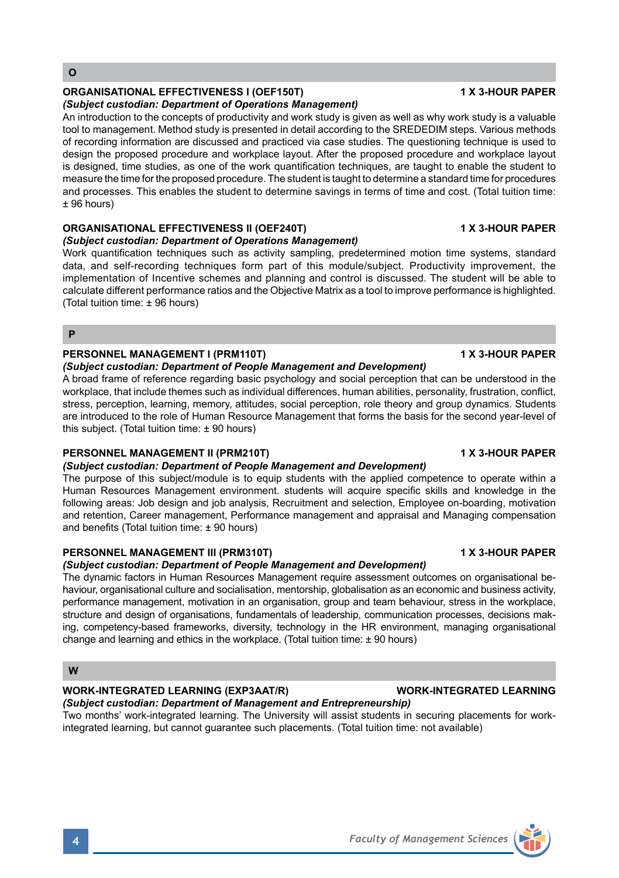## O

### ORGANISATIONAL EFFECTIVENESS I (OEF150T) — 1 X 3-HOUR PAPER

***(Subject custodian: Department of Operations Management)***

An introduction to the concepts of productivity and work study is given as well as why work study is a valuable tool to management. Method study is presented in detail according to the SREDEDIM steps. Various methods of recording information are discussed and practiced via case studies. The questioning technique is used to design the proposed procedure and workplace layout. After the proposed procedure and workplace layout is designed, time studies, as one of the work quantification techniques, are taught to enable the student to measure the time for the proposed procedure. The student is taught to determine a standard time for procedures and processes. This enables the student to determine savings in terms of time and cost. (Total tuition time: ± 96 hours)

### ORGANISATIONAL EFFECTIVENESS II (OEF240T) — 1 X 3-HOUR PAPER

***(Subject custodian: Department of Operations Management)***

Work quantification techniques such as activity sampling, predetermined motion time systems, standard data, and self-recording techniques form part of this module/subject. Productivity improvement, the implementation of Incentive schemes and planning and control is discussed. The student will be able to calculate different performance ratios and the Objective Matrix as a tool to improve performance is highlighted. (Total tuition time: ± 96 hours)

## P

### PERSONNEL MANAGEMENT I (PRM110T) — 1 X 3-HOUR PAPER

***(Subject custodian: Department of People Management and Development)***

A broad frame of reference regarding basic psychology and social perception that can be understood in the workplace, that include themes such as individual differences, human abilities, personality, frustration, conflict, stress, perception, learning, memory, attitudes, social perception, role theory and group dynamics. Students are introduced to the role of Human Resource Management that forms the basis for the second year-level of this subject. (Total tuition time: ± 90 hours)

### PERSONNEL MANAGEMENT II (PRM210T) — 1 X 3-HOUR PAPER

***(Subject custodian: Department of People Management and Development)***

The purpose of this subject/module is to equip students with the applied competence to operate within a Human Resources Management environment. students will acquire specific skills and knowledge in the following areas: Job design and job analysis, Recruitment and selection, Employee on-boarding, motivation and retention, Career management, Performance management and appraisal and Managing compensation and benefits (Total tuition time: ± 90 hours)

### PERSONNEL MANAGEMENT III (PRM310T) — 1 X 3-HOUR PAPER

***(Subject custodian: Department of People Management and Development)***

The dynamic factors in Human Resources Management require assessment outcomes on organisational behaviour, organisational culture and socialisation, mentorship, globalisation as an economic and business activity, performance management, motivation in an organisation, group and team behaviour, stress in the workplace, structure and design of organisations, fundamentals of leadership, communication processes, decisions making, competency-based frameworks, diversity, technology in the HR environment, managing organisational change and learning and ethics in the workplace. (Total tuition time: ± 90 hours)

## W

### WORK-INTEGRATED LEARNING (EXP3AAT/R) — WORK-INTEGRATED LEARNING

***(Subject custodian: Department of Management and Entrepreneurship)***

Two months' work-integrated learning. The University will assist students in securing placements for work-integrated learning, but cannot guarantee such placements. (Total tuition time: not available)